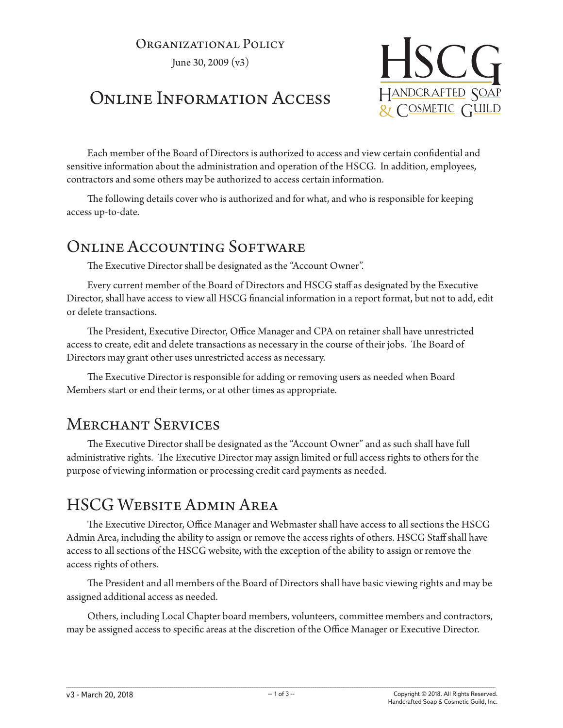Organizational Policy

June 30, 2009 (v3)

# Online Information Access

Each member of the Board of Directors is authorized to access and view certain confidential and sensitive information about the administration and operation of the HSCG. In addition, employees, contractors and some others may be authorized to access certain information.

The following details cover who is authorized and for what, and who is responsible for keeping access up-to-date.

## Online Accounting Software

The Executive Director shall be designated as the "Account Owner".

Every current member of the Board of Directors and HSCG staff as designated by the Executive Director, shall have access to view all HSCG financial information in a report format, but not to add, edit or delete transactions.

The President, Executive Director, Office Manager and CPA on retainer shall have unrestricted access to create, edit and delete transactions as necessary in the course of their jobs. The Board of Directors may grant other uses unrestricted access as necessary.

The Executive Director is responsible for adding or removing users as needed when Board Members start or end their terms, or at other times as appropriate.

## Merchant Services

The Executive Director shall be designated as the "Account Owner" and as such shall have full administrative rights. The Executive Director may assign limited or full access rights to others for the purpose of viewing information or processing credit card payments as needed.

## HSCG Website Admin Area

The Executive Director, Office Manager and Webmaster shall have access to all sections the HSCG Admin Area, including the ability to assign or remove the access rights of others. HSCG Staff shall have access to all sections of the HSCG website, with the exception of the ability to assign or remove the access rights of others.

The President and all members of the Board of Directors shall have basic viewing rights and may be assigned additional access as needed.

Others, including Local Chapter board members, volunteers, committee members and contractors, may be assigned access to specific areas at the discretion of the Office Manager or Executive Director.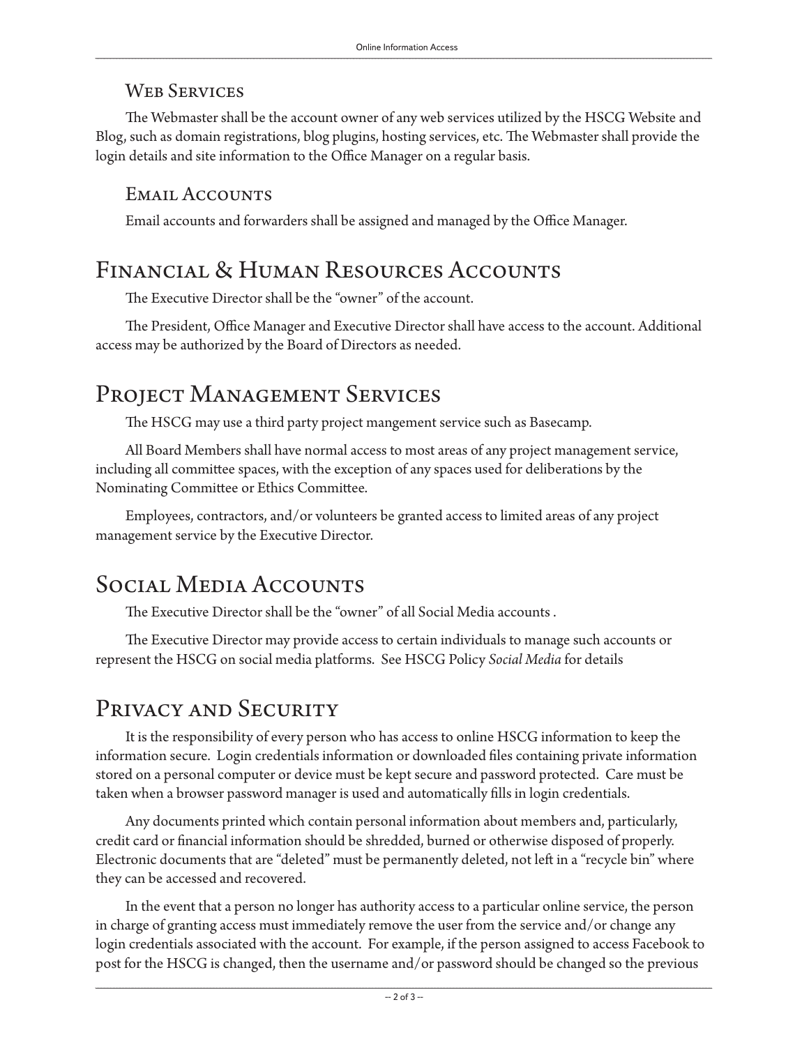### Web Services

The Webmaster shall be the account owner of any web services utilized by the HSCG Website and Blog, such as domain registrations, blog plugins, hosting services, etc. The Webmaster shall provide the login details and site information to the Office Manager on a regular basis.

### Email Accounts

Email accounts and forwarders shall be assigned and managed by the Office Manager.

## Financial & Human Resources Accounts

The Executive Director shall be the "owner" of the account.

The President, Office Manager and Executive Director shall have access to the account. Additional access may be authorized by the Board of Directors as needed.

## Project Management Services

The HSCG may use a third party project mangement service such as Basecamp.

All Board Members shall have normal access to most areas of any project management service, including all committee spaces, with the exception of any spaces used for deliberations by the Nominating Committee or Ethics Committee.

Employees, contractors, and/or volunteers be granted access to limited areas of any project management service by the Executive Director.

## Social Media Accounts

The Executive Director shall be the "owner" of all Social Media accounts .

The Executive Director may provide access to certain individuals to manage such accounts or represent the HSCG on social media platforms. See HSCG Policy *Social Media* for details

## Privacy and Security

It is the responsibility of every person who has access to online HSCG information to keep the information secure. Login credentials information or downloaded files containing private information stored on a personal computer or device must be kept secure and password protected. Care must be taken when a browser password manager is used and automatically fills in login credentials.

Any documents printed which contain personal information about members and, particularly, credit card or financial information should be shredded, burned or otherwise disposed of properly. Electronic documents that are "deleted" must be permanently deleted, not left in a "recycle bin" where they can be accessed and recovered.

In the event that a person no longer has authority access to a particular online service, the person in charge of granting access must immediately remove the user from the service and/or change any login credentials associated with the account. For example, if the person assigned to access Facebook to post for the HSCG is changed, then the username and/or password should be changed so the previous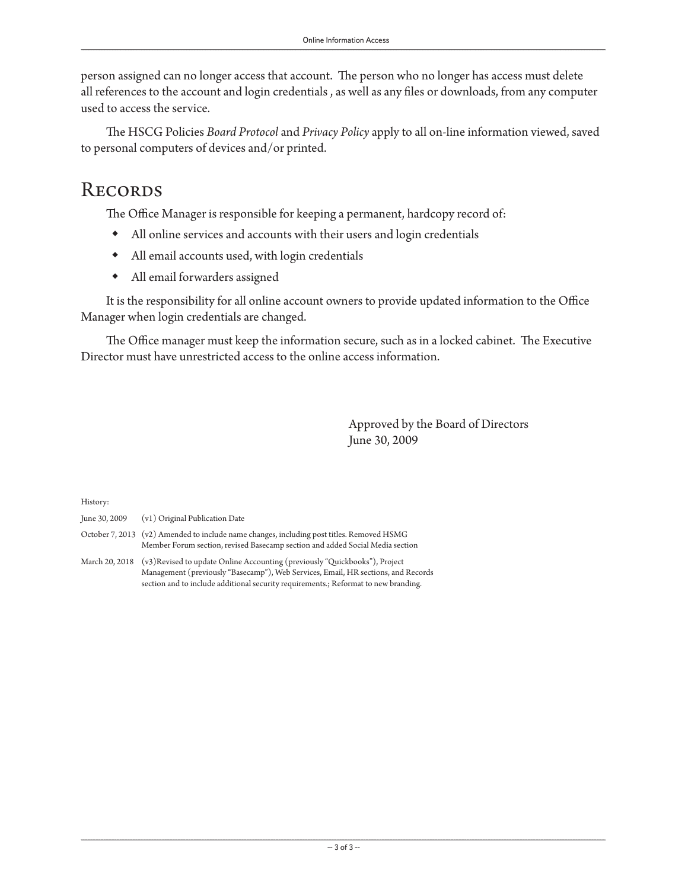person assigned can no longer access that account. The person who no longer has access must delete all references to the account and login credentials , as well as any files or downloads, from any computer used to access the service.

The HSCG Policies *Board Protocol* and *Privacy Policy* apply to all on-line information viewed, saved to personal computers of devices and/or printed.

## Records

The Office Manager is responsible for keeping a permanent, hardcopy record of:

- All online services and accounts with their users and login credentials
- All email accounts used, with login credentials
- All email forwarders assigned

It is the responsibility for all online account owners to provide updated information to the Office Manager when login credentials are changed.

The Office manager must keep the information secure, such as in a locked cabinet. The Executive Director must have unrestricted access to the online access information.

Approved by the Board of Directors
June 30, 2009

History:

| | |
|---|---|
| June 30, 2009 | (v1) Original Publication Date |
| October 7, 2013 | (v2) Amended to include name changes, including post titles. Removed HSMG Member Forum section, revised Basecamp section and added Social Media section |
| March 20, 2018 | (v3)Revised to update Online Accounting (previously "Quickbooks"), Project Management (previously "Basecamp"), Web Services, Email, HR sections, and Records section and to include additional security requirements.; Reformat to new branding. |